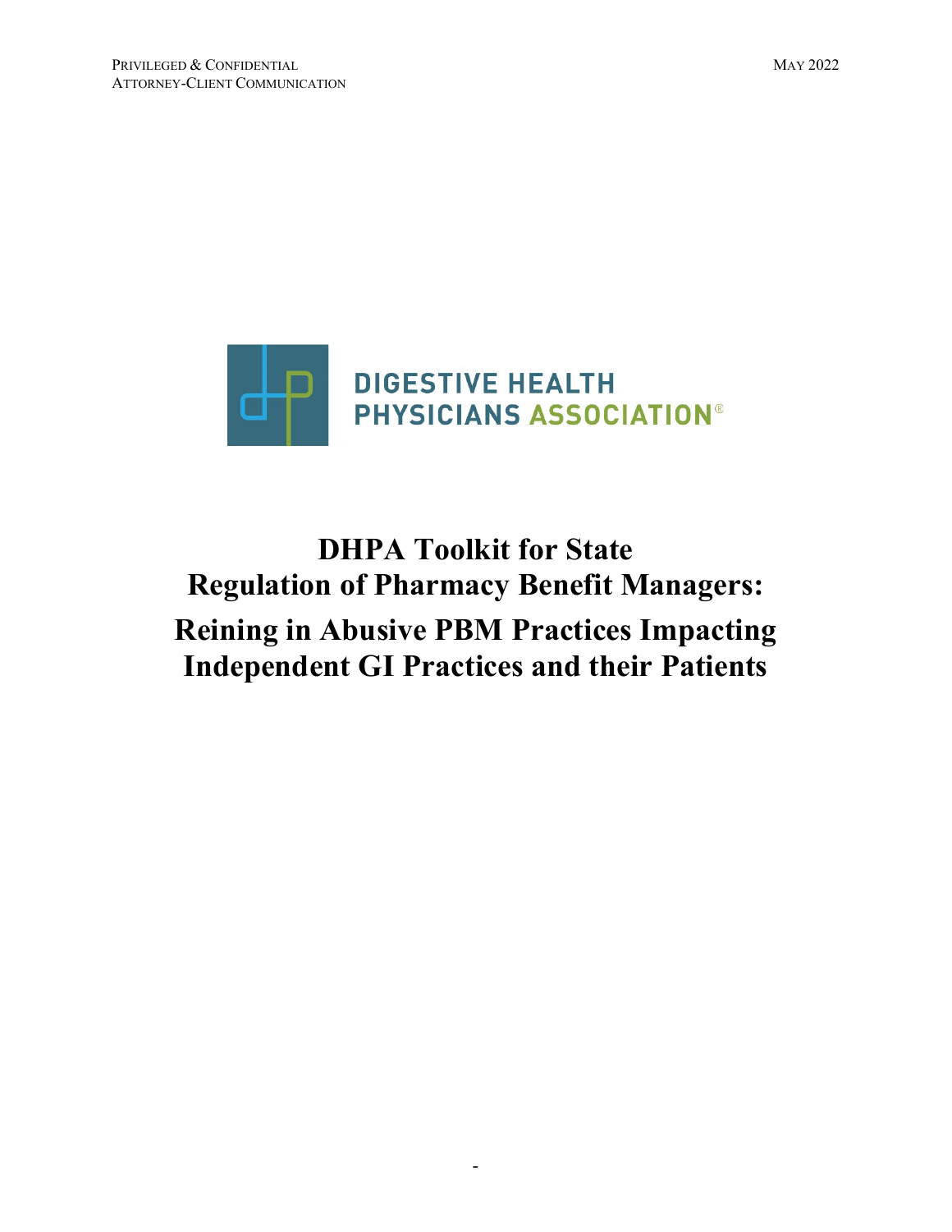PRIVILEGED & CONFIDENTIAL
ATTORNEY-CLIENT COMMUNICATION

MAY 2022

DIGESTIVE HEALTH PHYSICIANS ASSOCIATION®

# DHPA Toolkit for State Regulation of Pharmacy Benefit Managers: Reining in Abusive PBM Practices Impacting Independent GI Practices and their Patients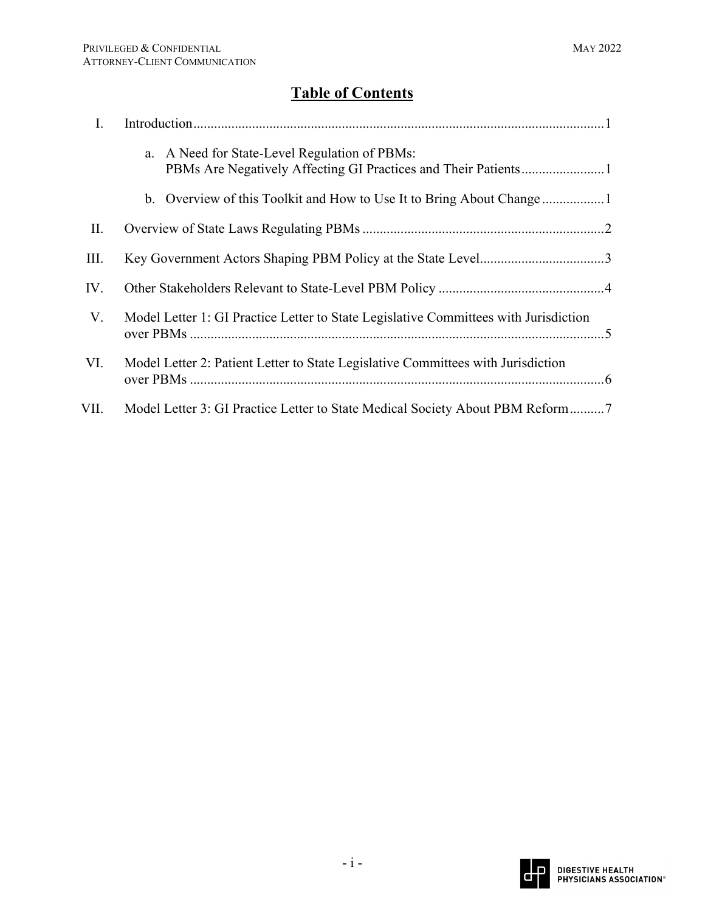# Table of Contents

I. Introduction....................1

 a. A Need for State-Level Regulation of PBMs: PBMs Are Negatively Affecting GI Practices and Their Patients....................1

 b. Overview of this Toolkit and How to Use It to Bring About Change....................1

II. Overview of State Laws Regulating PBMs....................2

III. Key Government Actors Shaping PBM Policy at the State Level....................3

IV. Other Stakeholders Relevant to State-Level PBM Policy....................4

V. Model Letter 1: GI Practice Letter to State Legislative Committees with Jurisdiction over PBMs....................5

VI. Model Letter 2: Patient Letter to State Legislative Committees with Jurisdiction over PBMs....................6

VII. Model Letter 3: GI Practice Letter to State Medical Society About PBM Reform....................7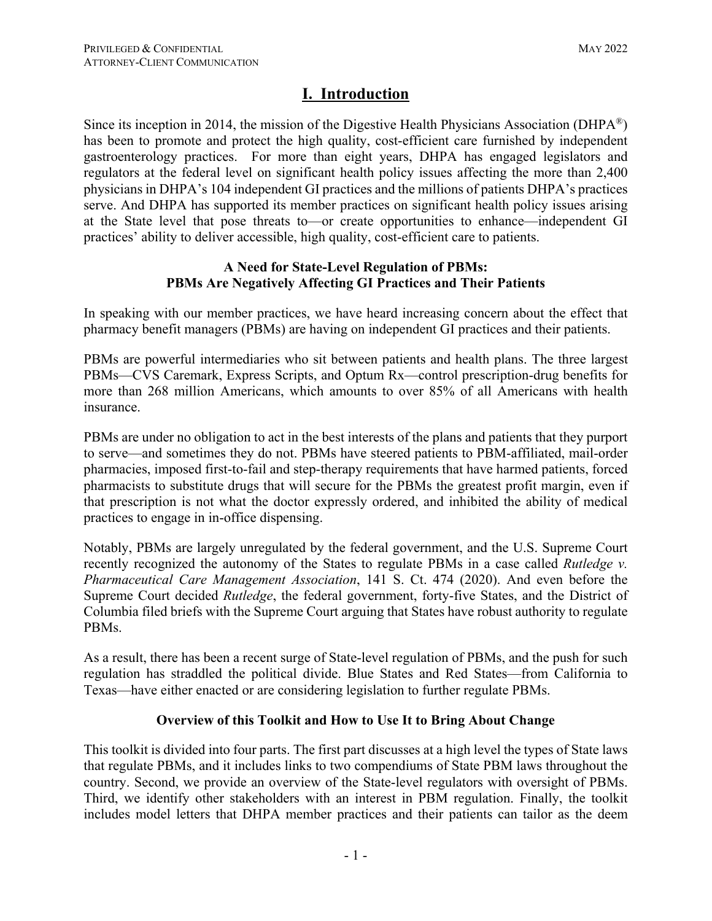# I. Introduction

Since its inception in 2014, the mission of the Digestive Health Physicians Association (DHPA®) has been to promote and protect the high quality, cost-efficient care furnished by independent gastroenterology practices. For more than eight years, DHPA has engaged legislators and regulators at the federal level on significant health policy issues affecting the more than 2,400 physicians in DHPA's 104 independent GI practices and the millions of patients DHPA's practices serve. And DHPA has supported its member practices on significant health policy issues arising at the State level that pose threats to—or create opportunities to enhance—independent GI practices' ability to deliver accessible, high quality, cost-efficient care to patients.

**A Need for State-Level Regulation of PBMs:**
**PBMs Are Negatively Affecting GI Practices and Their Patients**

In speaking with our member practices, we have heard increasing concern about the effect that pharmacy benefit managers (PBMs) are having on independent GI practices and their patients.

PBMs are powerful intermediaries who sit between patients and health plans. The three largest PBMs—CVS Caremark, Express Scripts, and Optum Rx—control prescription-drug benefits for more than 268 million Americans, which amounts to over 85% of all Americans with health insurance.

PBMs are under no obligation to act in the best interests of the plans and patients that they purport to serve—and sometimes they do not. PBMs have steered patients to PBM-affiliated, mail-order pharmacies, imposed first-to-fail and step-therapy requirements that have harmed patients, forced pharmacists to substitute drugs that will secure for the PBMs the greatest profit margin, even if that prescription is not what the doctor expressly ordered, and inhibited the ability of medical practices to engage in in-office dispensing.

Notably, PBMs are largely unregulated by the federal government, and the U.S. Supreme Court recently recognized the autonomy of the States to regulate PBMs in a case called *Rutledge v. Pharmaceutical Care Management Association*, 141 S. Ct. 474 (2020). And even before the Supreme Court decided *Rutledge*, the federal government, forty-five States, and the District of Columbia filed briefs with the Supreme Court arguing that States have robust authority to regulate PBMs.

As a result, there has been a recent surge of State-level regulation of PBMs, and the push for such regulation has straddled the political divide. Blue States and Red States—from California to Texas—have either enacted or are considering legislation to further regulate PBMs.

**Overview of this Toolkit and How to Use It to Bring About Change**

This toolkit is divided into four parts. The first part discusses at a high level the types of State laws that regulate PBMs, and it includes links to two compendiums of State PBM laws throughout the country. Second, we provide an overview of the State-level regulators with oversight of PBMs. Third, we identify other stakeholders with an interest in PBM regulation. Finally, the toolkit includes model letters that DHPA member practices and their patients can tailor as the deem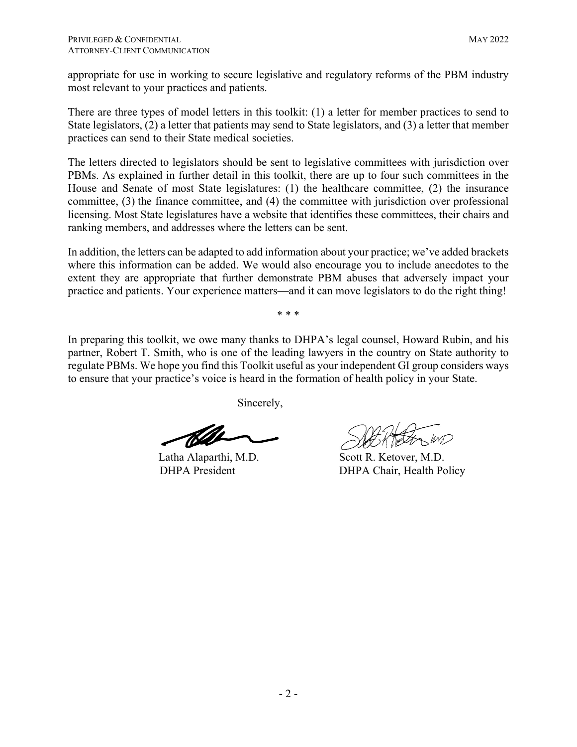appropriate for use in working to secure legislative and regulatory reforms of the PBM industry most relevant to your practices and patients.

There are three types of model letters in this toolkit: (1) a letter for member practices to send to State legislators, (2) a letter that patients may send to State legislators, and (3) a letter that member practices can send to their State medical societies.

The letters directed to legislators should be sent to legislative committees with jurisdiction over PBMs. As explained in further detail in this toolkit, there are up to four such committees in the House and Senate of most State legislatures: (1) the healthcare committee, (2) the insurance committee, (3) the finance committee, and (4) the committee with jurisdiction over professional licensing. Most State legislatures have a website that identifies these committees, their chairs and ranking members, and addresses where the letters can be sent.

In addition, the letters can be adapted to add information about your practice; we've added brackets where this information can be added. We would also encourage you to include anecdotes to the extent they are appropriate that further demonstrate PBM abuses that adversely impact your practice and patients. Your experience matters—and it can move legislators to do the right thing!

\* \* \*

In preparing this toolkit, we owe many thanks to DHPA's legal counsel, Howard Rubin, and his partner, Robert T. Smith, who is one of the leading lawyers in the country on State authority to regulate PBMs. We hope you find this Toolkit useful as your independent GI group considers ways to ensure that your practice's voice is heard in the formation of health policy in your State.

Sincerely,

Latha Alaparthi, M.D.
DHPA President

Scott R. Ketover, M.D.
DHPA Chair, Health Policy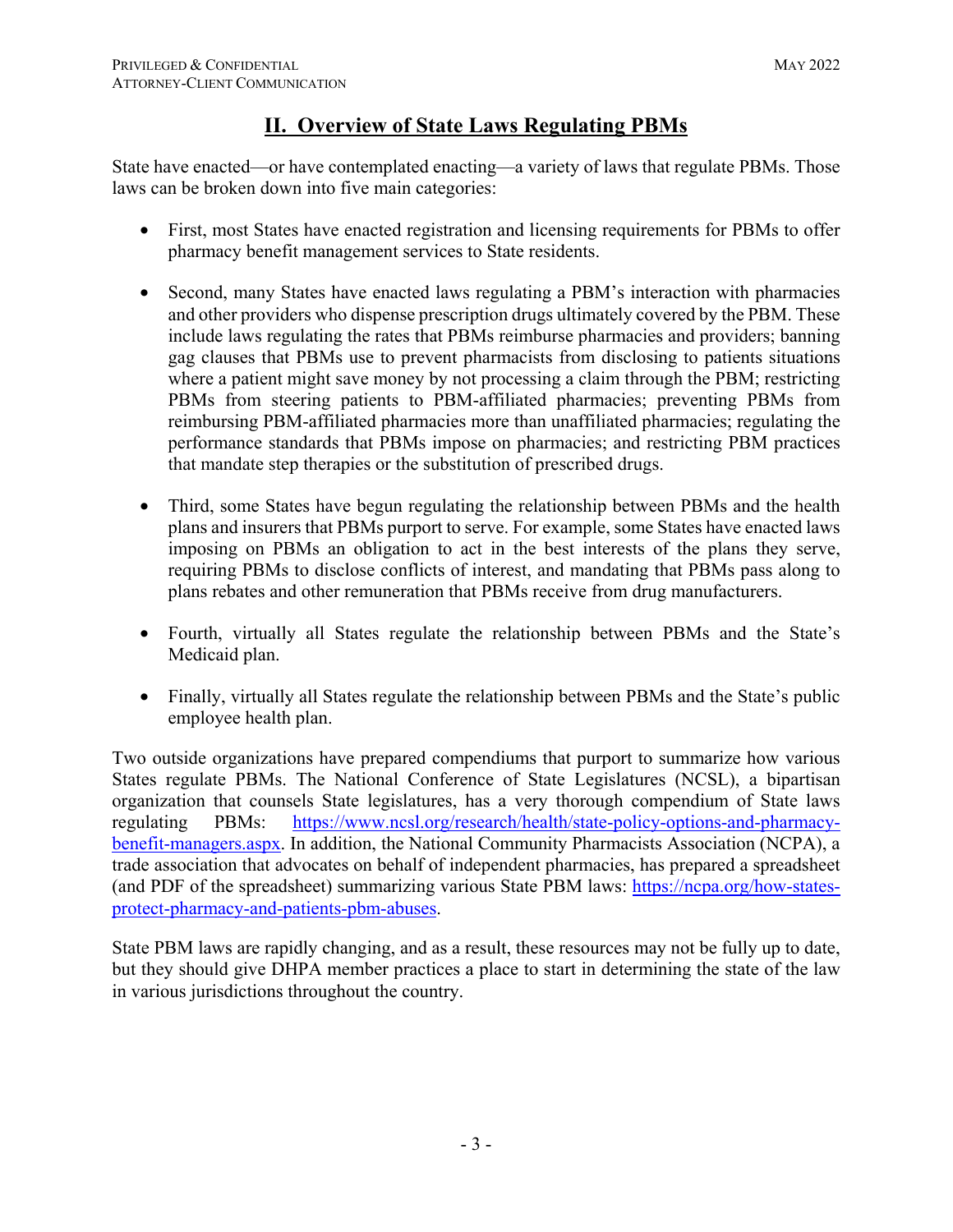## II. Overview of State Laws Regulating PBMs

State have enacted—or have contemplated enacting—a variety of laws that regulate PBMs. Those laws can be broken down into five main categories:

- First, most States have enacted registration and licensing requirements for PBMs to offer pharmacy benefit management services to State residents.

- Second, many States have enacted laws regulating a PBM's interaction with pharmacies and other providers who dispense prescription drugs ultimately covered by the PBM. These include laws regulating the rates that PBMs reimburse pharmacies and providers; banning gag clauses that PBMs use to prevent pharmacists from disclosing to patients situations where a patient might save money by not processing a claim through the PBM; restricting PBMs from steering patients to PBM-affiliated pharmacies; preventing PBMs from reimbursing PBM-affiliated pharmacies more than unaffiliated pharmacies; regulating the performance standards that PBMs impose on pharmacies; and restricting PBM practices that mandate step therapies or the substitution of prescribed drugs.

- Third, some States have begun regulating the relationship between PBMs and the health plans and insurers that PBMs purport to serve. For example, some States have enacted laws imposing on PBMs an obligation to act in the best interests of the plans they serve, requiring PBMs to disclose conflicts of interest, and mandating that PBMs pass along to plans rebates and other remuneration that PBMs receive from drug manufacturers.

- Fourth, virtually all States regulate the relationship between PBMs and the State's Medicaid plan.

- Finally, virtually all States regulate the relationship between PBMs and the State's public employee health plan.

Two outside organizations have prepared compendiums that purport to summarize how various States regulate PBMs. The National Conference of State Legislatures (NCSL), a bipartisan organization that counsels State legislatures, has a very thorough compendium of State laws regulating PBMs: https://www.ncsl.org/research/health/state-policy-options-and-pharmacy-benefit-managers.aspx. In addition, the National Community Pharmacists Association (NCPA), a trade association that advocates on behalf of independent pharmacies, has prepared a spreadsheet (and PDF of the spreadsheet) summarizing various State PBM laws: https://ncpa.org/how-states-protect-pharmacy-and-patients-pbm-abuses.

State PBM laws are rapidly changing, and as a result, these resources may not be fully up to date, but they should give DHPA member practices a place to start in determining the state of the law in various jurisdictions throughout the country.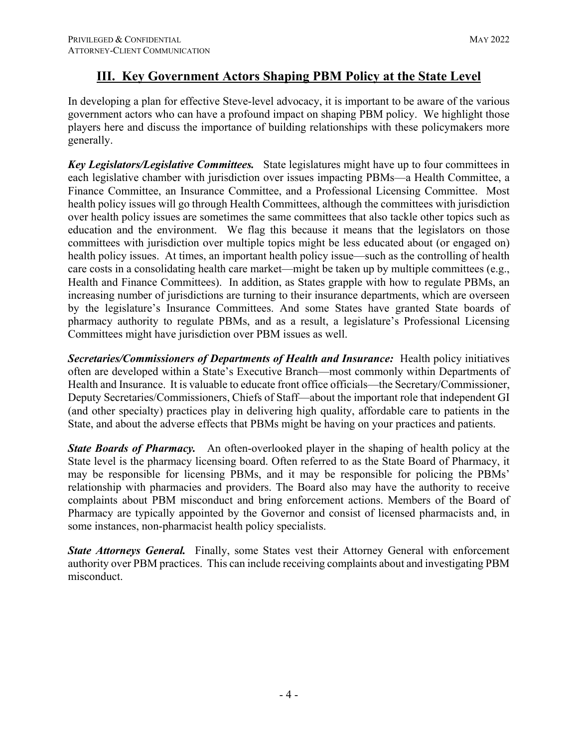## III. Key Government Actors Shaping PBM Policy at the State Level

In developing a plan for effective Steve-level advocacy, it is important to be aware of the various government actors who can have a profound impact on shaping PBM policy. We highlight those players here and discuss the importance of building relationships with these policymakers more generally.

***Key Legislators/Legislative Committees.*** State legislatures might have up to four committees in each legislative chamber with jurisdiction over issues impacting PBMs—a Health Committee, a Finance Committee, an Insurance Committee, and a Professional Licensing Committee. Most health policy issues will go through Health Committees, although the committees with jurisdiction over health policy issues are sometimes the same committees that also tackle other topics such as education and the environment. We flag this because it means that the legislators on those committees with jurisdiction over multiple topics might be less educated about (or engaged on) health policy issues. At times, an important health policy issue—such as the controlling of health care costs in a consolidating health care market—might be taken up by multiple committees (e.g., Health and Finance Committees). In addition, as States grapple with how to regulate PBMs, an increasing number of jurisdictions are turning to their insurance departments, which are overseen by the legislature's Insurance Committees. And some States have granted State boards of pharmacy authority to regulate PBMs, and as a result, a legislature's Professional Licensing Committees might have jurisdiction over PBM issues as well.

***Secretaries/Commissioners of Departments of Health and Insurance:*** Health policy initiatives often are developed within a State's Executive Branch—most commonly within Departments of Health and Insurance. It is valuable to educate front office officials—the Secretary/Commissioner, Deputy Secretaries/Commissioners, Chiefs of Staff—about the important role that independent GI (and other specialty) practices play in delivering high quality, affordable care to patients in the State, and about the adverse effects that PBMs might be having on your practices and patients.

***State Boards of Pharmacy.*** An often-overlooked player in the shaping of health policy at the State level is the pharmacy licensing board. Often referred to as the State Board of Pharmacy, it may be responsible for licensing PBMs, and it may be responsible for policing the PBMs' relationship with pharmacies and providers. The Board also may have the authority to receive complaints about PBM misconduct and bring enforcement actions. Members of the Board of Pharmacy are typically appointed by the Governor and consist of licensed pharmacists and, in some instances, non-pharmacist health policy specialists.

***State Attorneys General.*** Finally, some States vest their Attorney General with enforcement authority over PBM practices. This can include receiving complaints about and investigating PBM misconduct.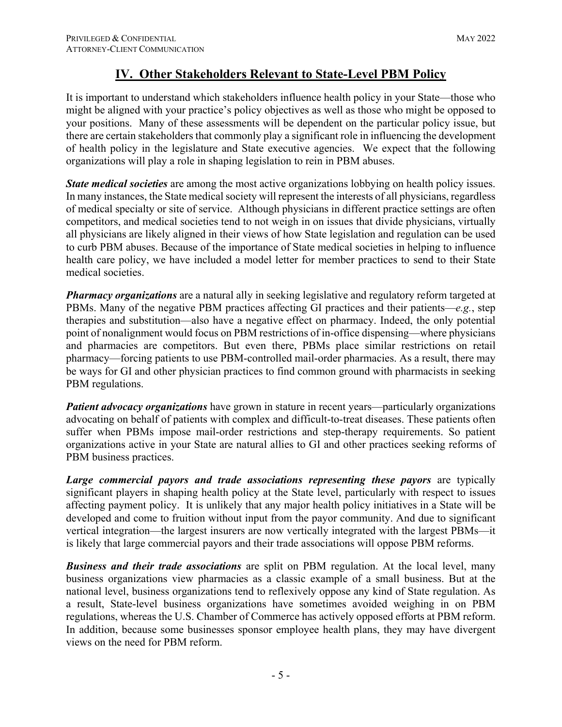## IV. Other Stakeholders Relevant to State-Level PBM Policy

It is important to understand which stakeholders influence health policy in your State—those who might be aligned with your practice's policy objectives as well as those who might be opposed to your positions. Many of these assessments will be dependent on the particular policy issue, but there are certain stakeholders that commonly play a significant role in influencing the development of health policy in the legislature and State executive agencies. We expect that the following organizations will play a role in shaping legislation to rein in PBM abuses.

***State medical societies*** are among the most active organizations lobbying on health policy issues. In many instances, the State medical society will represent the interests of all physicians, regardless of medical specialty or site of service. Although physicians in different practice settings are often competitors, and medical societies tend to not weigh in on issues that divide physicians, virtually all physicians are likely aligned in their views of how State legislation and regulation can be used to curb PBM abuses. Because of the importance of State medical societies in helping to influence health care policy, we have included a model letter for member practices to send to their State medical societies.

***Pharmacy organizations*** are a natural ally in seeking legislative and regulatory reform targeted at PBMs. Many of the negative PBM practices affecting GI practices and their patients—*e.g.*, step therapies and substitution—also have a negative effect on pharmacy. Indeed, the only potential point of nonalignment would focus on PBM restrictions of in-office dispensing—where physicians and pharmacies are competitors. But even there, PBMs place similar restrictions on retail pharmacy—forcing patients to use PBM-controlled mail-order pharmacies. As a result, there may be ways for GI and other physician practices to find common ground with pharmacists in seeking PBM regulations.

***Patient advocacy organizations*** have grown in stature in recent years—particularly organizations advocating on behalf of patients with complex and difficult-to-treat diseases. These patients often suffer when PBMs impose mail-order restrictions and step-therapy requirements. So patient organizations active in your State are natural allies to GI and other practices seeking reforms of PBM business practices.

***Large commercial payors and trade associations representing these payors*** are typically significant players in shaping health policy at the State level, particularly with respect to issues affecting payment policy. It is unlikely that any major health policy initiatives in a State will be developed and come to fruition without input from the payor community. And due to significant vertical integration—the largest insurers are now vertically integrated with the largest PBMs—it is likely that large commercial payors and their trade associations will oppose PBM reforms.

***Business and their trade associations*** are split on PBM regulation. At the local level, many business organizations view pharmacies as a classic example of a small business. But at the national level, business organizations tend to reflexively oppose any kind of State regulation. As a result, State-level business organizations have sometimes avoided weighing in on PBM regulations, whereas the U.S. Chamber of Commerce has actively opposed efforts at PBM reform. In addition, because some businesses sponsor employee health plans, they may have divergent views on the need for PBM reform.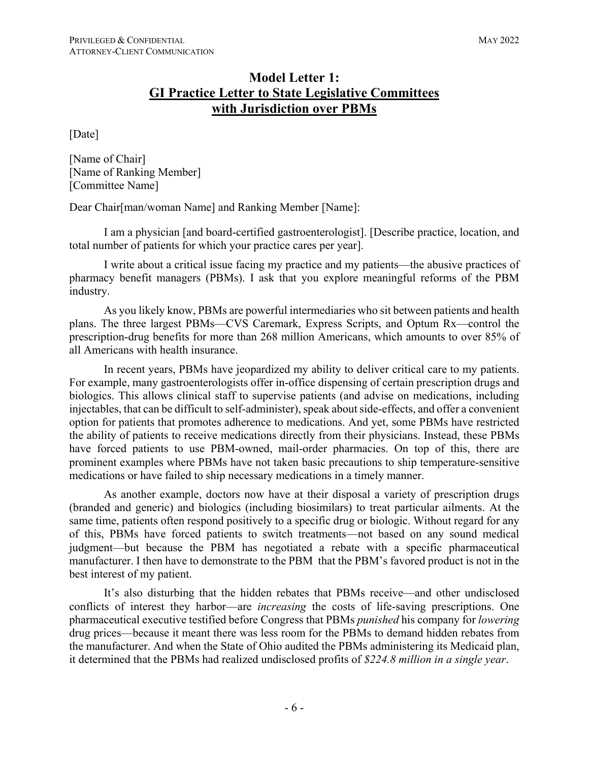# Model Letter 1: GI Practice Letter to State Legislative Committees with Jurisdiction over PBMs

[Date]

[Name of Chair]
[Name of Ranking Member]
[Committee Name]

Dear Chair[man/woman Name] and Ranking Member [Name]:

I am a physician [and board-certified gastroenterologist]. [Describe practice, location, and total number of patients for which your practice cares per year].

I write about a critical issue facing my practice and my patients—the abusive practices of pharmacy benefit managers (PBMs). I ask that you explore meaningful reforms of the PBM industry.

As you likely know, PBMs are powerful intermediaries who sit between patients and health plans. The three largest PBMs—CVS Caremark, Express Scripts, and Optum Rx—control the prescription-drug benefits for more than 268 million Americans, which amounts to over 85% of all Americans with health insurance.

In recent years, PBMs have jeopardized my ability to deliver critical care to my patients. For example, many gastroenterologists offer in-office dispensing of certain prescription drugs and biologics. This allows clinical staff to supervise patients (and advise on medications, including injectables, that can be difficult to self-administer), speak about side-effects, and offer a convenient option for patients that promotes adherence to medications. And yet, some PBMs have restricted the ability of patients to receive medications directly from their physicians. Instead, these PBMs have forced patients to use PBM-owned, mail-order pharmacies. On top of this, there are prominent examples where PBMs have not taken basic precautions to ship temperature-sensitive medications or have failed to ship necessary medications in a timely manner.

As another example, doctors now have at their disposal a variety of prescription drugs (branded and generic) and biologics (including biosimilars) to treat particular ailments. At the same time, patients often respond positively to a specific drug or biologic. Without regard for any of this, PBMs have forced patients to switch treatments—not based on any sound medical judgment—but because the PBM has negotiated a rebate with a specific pharmaceutical manufacturer. I then have to demonstrate to the PBM that the PBM's favored product is not in the best interest of my patient.

It's also disturbing that the hidden rebates that PBMs receive—and other undisclosed conflicts of interest they harbor—are *increasing* the costs of life-saving prescriptions. One pharmaceutical executive testified before Congress that PBMs *punished* his company for *lowering* drug prices—because it meant there was less room for the PBMs to demand hidden rebates from the manufacturer. And when the State of Ohio audited the PBMs administering its Medicaid plan, it determined that the PBMs had realized undisclosed profits of *$224.8 million in a single year*.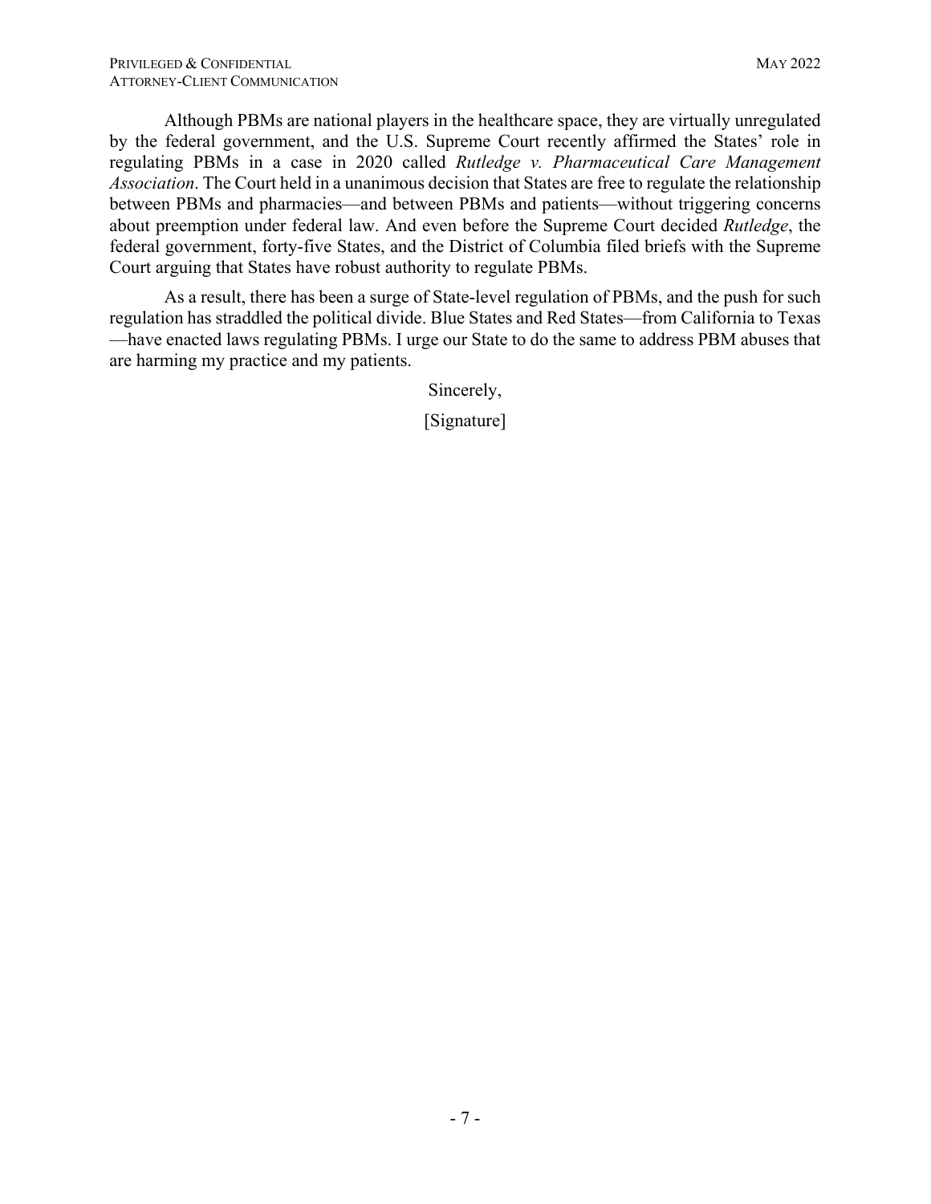Although PBMs are national players in the healthcare space, they are virtually unregulated by the federal government, and the U.S. Supreme Court recently affirmed the States' role in regulating PBMs in a case in 2020 called *Rutledge v. Pharmaceutical Care Management Association*. The Court held in a unanimous decision that States are free to regulate the relationship between PBMs and pharmacies—and between PBMs and patients—without triggering concerns about preemption under federal law. And even before the Supreme Court decided *Rutledge*, the federal government, forty-five States, and the District of Columbia filed briefs with the Supreme Court arguing that States have robust authority to regulate PBMs.

As a result, there has been a surge of State-level regulation of PBMs, and the push for such regulation has straddled the political divide. Blue States and Red States—from California to Texas—have enacted laws regulating PBMs. I urge our State to do the same to address PBM abuses that are harming my practice and my patients.

Sincerely,

[Signature]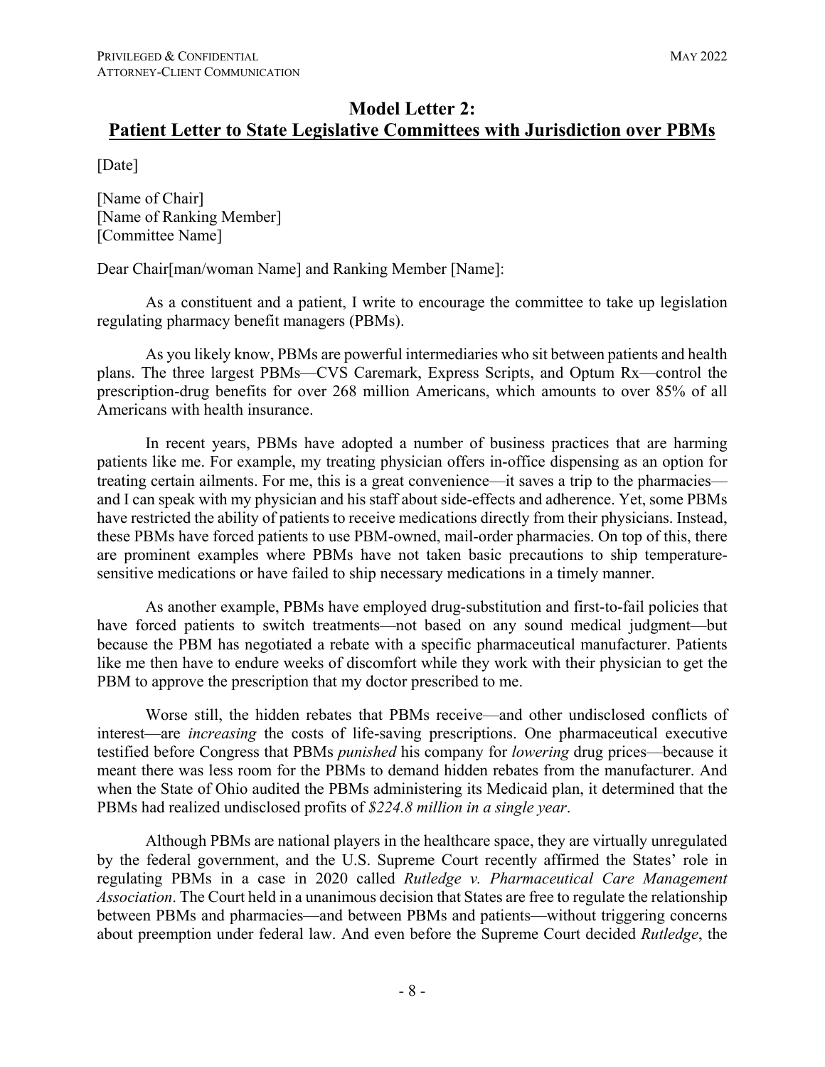## Model Letter 2:
## <u>Patient Letter to State Legislative Committees with Jurisdiction over PBMs</u>

[Date]

[Name of Chair]
[Name of Ranking Member]
[Committee Name]

Dear Chair[man/woman Name] and Ranking Member [Name]:

As a constituent and a patient, I write to encourage the committee to take up legislation regulating pharmacy benefit managers (PBMs).

As you likely know, PBMs are powerful intermediaries who sit between patients and health plans. The three largest PBMs—CVS Caremark, Express Scripts, and Optum Rx—control the prescription-drug benefits for over 268 million Americans, which amounts to over 85% of all Americans with health insurance.

In recent years, PBMs have adopted a number of business practices that are harming patients like me. For example, my treating physician offers in-office dispensing as an option for treating certain ailments. For me, this is a great convenience—it saves a trip to the pharmacies—and I can speak with my physician and his staff about side-effects and adherence. Yet, some PBMs have restricted the ability of patients to receive medications directly from their physicians. Instead, these PBMs have forced patients to use PBM-owned, mail-order pharmacies. On top of this, there are prominent examples where PBMs have not taken basic precautions to ship temperature-sensitive medications or have failed to ship necessary medications in a timely manner.

As another example, PBMs have employed drug-substitution and first-to-fail policies that have forced patients to switch treatments—not based on any sound medical judgment—but because the PBM has negotiated a rebate with a specific pharmaceutical manufacturer. Patients like me then have to endure weeks of discomfort while they work with their physician to get the PBM to approve the prescription that my doctor prescribed to me.

Worse still, the hidden rebates that PBMs receive—and other undisclosed conflicts of interest—are *increasing* the costs of life-saving prescriptions. One pharmaceutical executive testified before Congress that PBMs *punished* his company for *lowering* drug prices—because it meant there was less room for the PBMs to demand hidden rebates from the manufacturer. And when the State of Ohio audited the PBMs administering its Medicaid plan, it determined that the PBMs had realized undisclosed profits of *$224.8 million in a single year*.

Although PBMs are national players in the healthcare space, they are virtually unregulated by the federal government, and the U.S. Supreme Court recently affirmed the States' role in regulating PBMs in a case in 2020 called *Rutledge v. Pharmaceutical Care Management Association*. The Court held in a unanimous decision that States are free to regulate the relationship between PBMs and pharmacies—and between PBMs and patients—without triggering concerns about preemption under federal law. And even before the Supreme Court decided *Rutledge*, the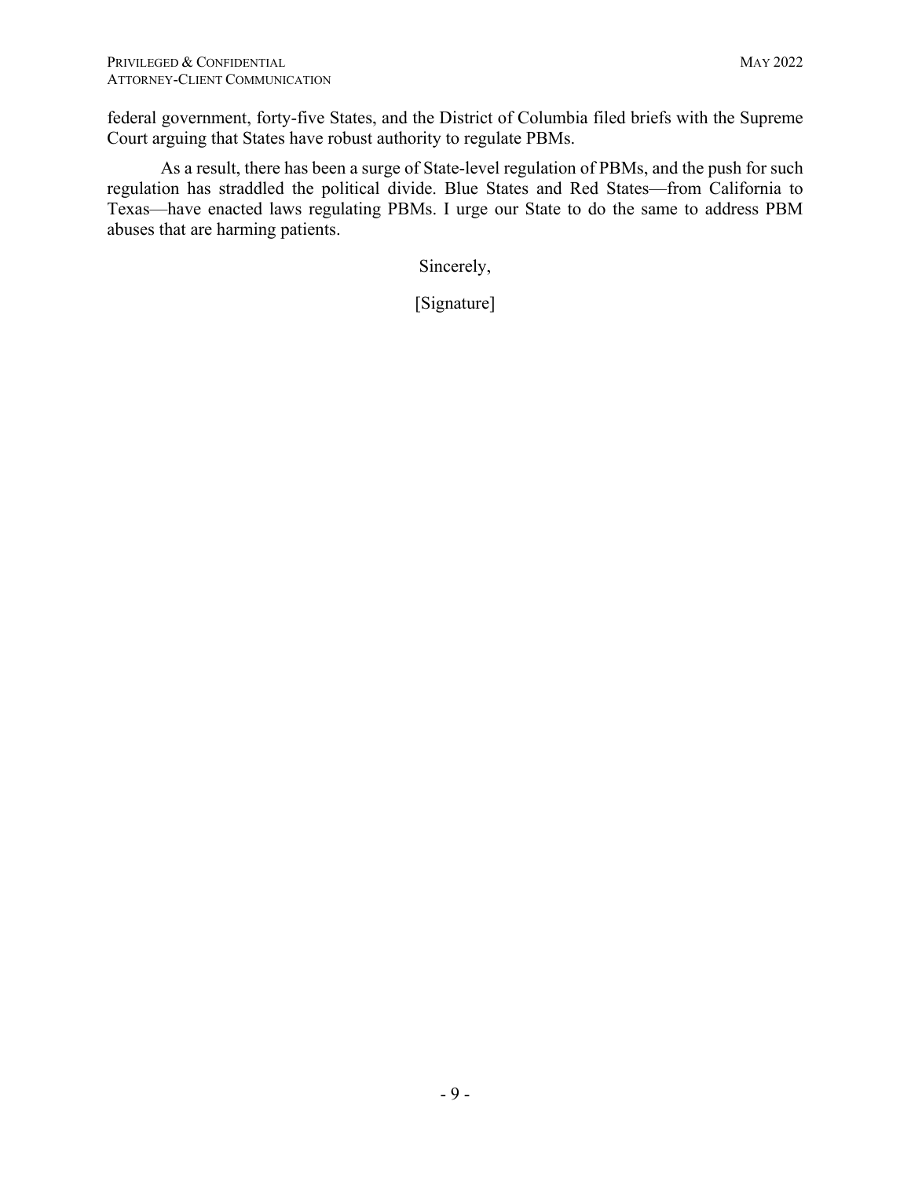federal government, forty-five States, and the District of Columbia filed briefs with the Supreme Court arguing that States have robust authority to regulate PBMs.

As a result, there has been a surge of State-level regulation of PBMs, and the push for such regulation has straddled the political divide. Blue States and Red States—from California to Texas—have enacted laws regulating PBMs. I urge our State to do the same to address PBM abuses that are harming patients.

Sincerely,

[Signature]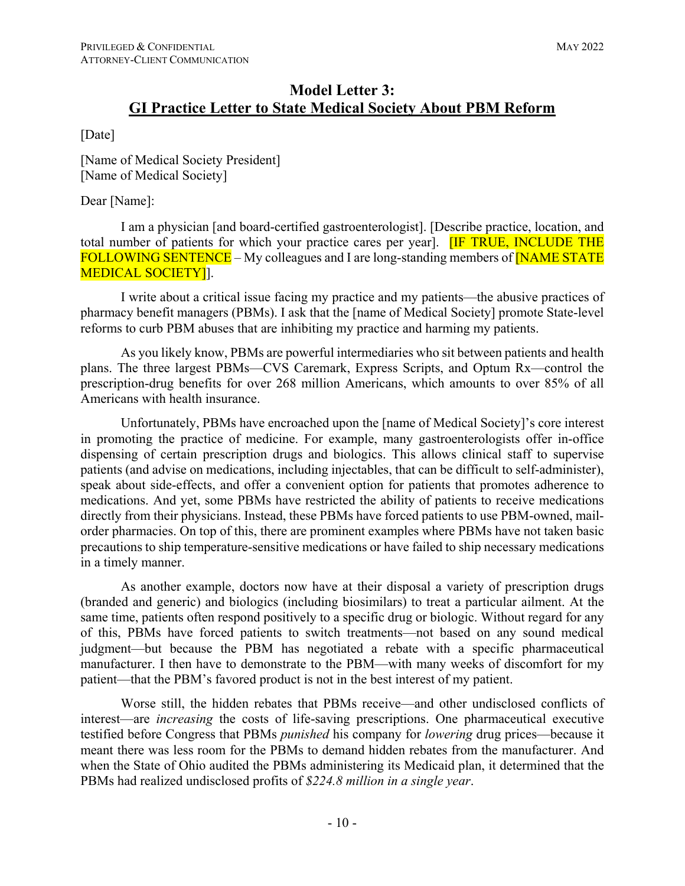# Model Letter 3:
## GI Practice Letter to State Medical Society About PBM Reform

[Date]

[Name of Medical Society President]
[Name of Medical Society]

Dear [Name]:

I am a physician [and board-certified gastroenterologist]. [Describe practice, location, and total number of patients for which your practice cares per year]. [IF TRUE, INCLUDE THE FOLLOWING SENTENCE – My colleagues and I are long-standing members of [NAME STATE MEDICAL SOCIETY]].

I write about a critical issue facing my practice and my patients—the abusive practices of pharmacy benefit managers (PBMs). I ask that the [name of Medical Society] promote State-level reforms to curb PBM abuses that are inhibiting my practice and harming my patients.

As you likely know, PBMs are powerful intermediaries who sit between patients and health plans. The three largest PBMs—CVS Caremark, Express Scripts, and Optum Rx—control the prescription-drug benefits for over 268 million Americans, which amounts to over 85% of all Americans with health insurance.

Unfortunately, PBMs have encroached upon the [name of Medical Society]'s core interest in promoting the practice of medicine. For example, many gastroenterologists offer in-office dispensing of certain prescription drugs and biologics. This allows clinical staff to supervise patients (and advise on medications, including injectables, that can be difficult to self-administer), speak about side-effects, and offer a convenient option for patients that promotes adherence to medications. And yet, some PBMs have restricted the ability of patients to receive medications directly from their physicians. Instead, these PBMs have forced patients to use PBM-owned, mail-order pharmacies. On top of this, there are prominent examples where PBMs have not taken basic precautions to ship temperature-sensitive medications or have failed to ship necessary medications in a timely manner.

As another example, doctors now have at their disposal a variety of prescription drugs (branded and generic) and biologics (including biosimilars) to treat a particular ailment. At the same time, patients often respond positively to a specific drug or biologic. Without regard for any of this, PBMs have forced patients to switch treatments—not based on any sound medical judgment—but because the PBM has negotiated a rebate with a specific pharmaceutical manufacturer. I then have to demonstrate to the PBM—with many weeks of discomfort for my patient—that the PBM's favored product is not in the best interest of my patient.

Worse still, the hidden rebates that PBMs receive—and other undisclosed conflicts of interest—are *increasing* the costs of life-saving prescriptions. One pharmaceutical executive testified before Congress that PBMs *punished* his company for *lowering* drug prices—because it meant there was less room for the PBMs to demand hidden rebates from the manufacturer. And when the State of Ohio audited the PBMs administering its Medicaid plan, it determined that the PBMs had realized undisclosed profits of *$224.8 million in a single year*.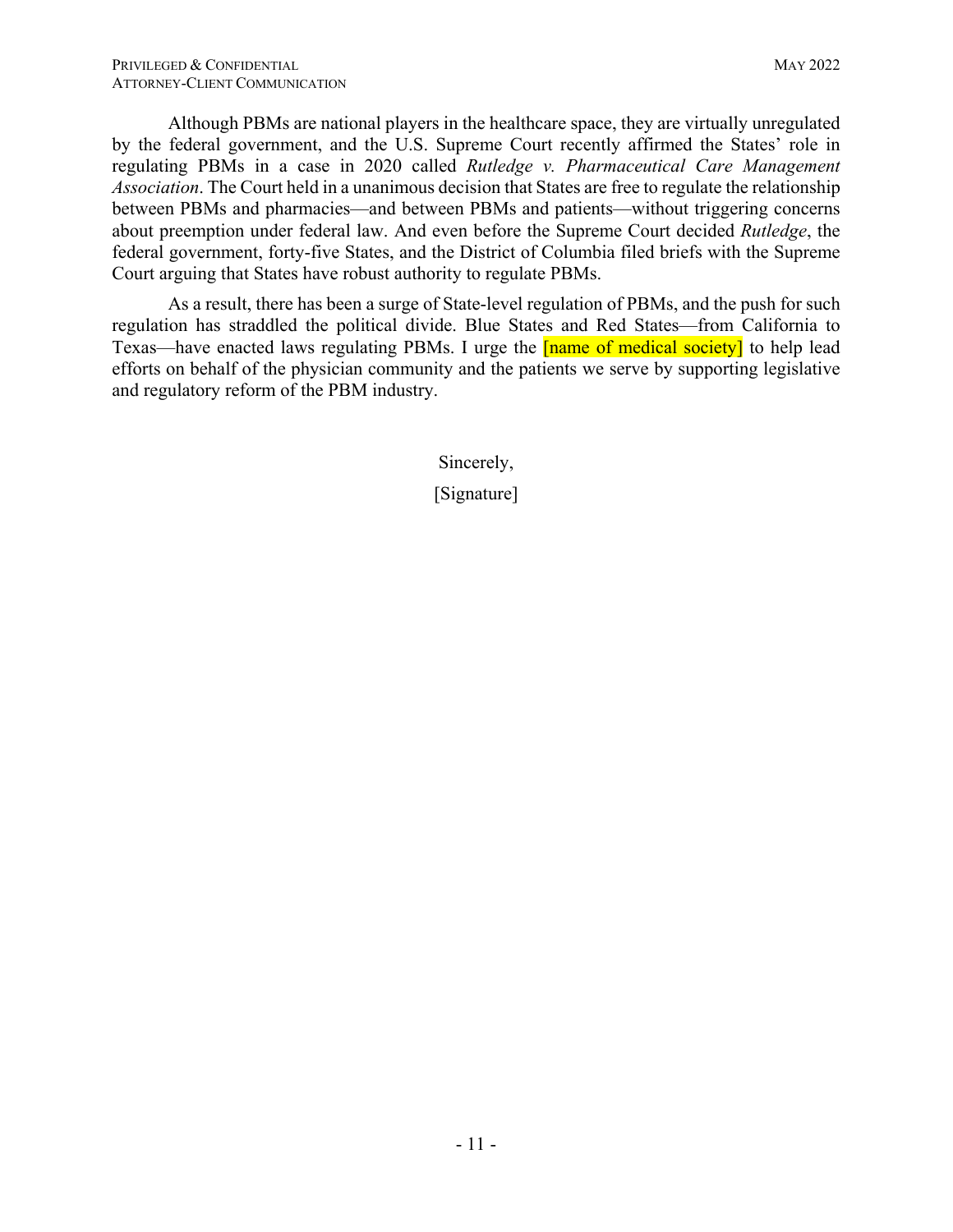Although PBMs are national players in the healthcare space, they are virtually unregulated by the federal government, and the U.S. Supreme Court recently affirmed the States' role in regulating PBMs in a case in 2020 called *Rutledge v. Pharmaceutical Care Management Association*. The Court held in a unanimous decision that States are free to regulate the relationship between PBMs and pharmacies—and between PBMs and patients—without triggering concerns about preemption under federal law. And even before the Supreme Court decided *Rutledge*, the federal government, forty-five States, and the District of Columbia filed briefs with the Supreme Court arguing that States have robust authority to regulate PBMs.

As a result, there has been a surge of State-level regulation of PBMs, and the push for such regulation has straddled the political divide. Blue States and Red States—from California to Texas—have enacted laws regulating PBMs. I urge the [name of medical society] to help lead efforts on behalf of the physician community and the patients we serve by supporting legislative and regulatory reform of the PBM industry.

Sincerely,

[Signature]